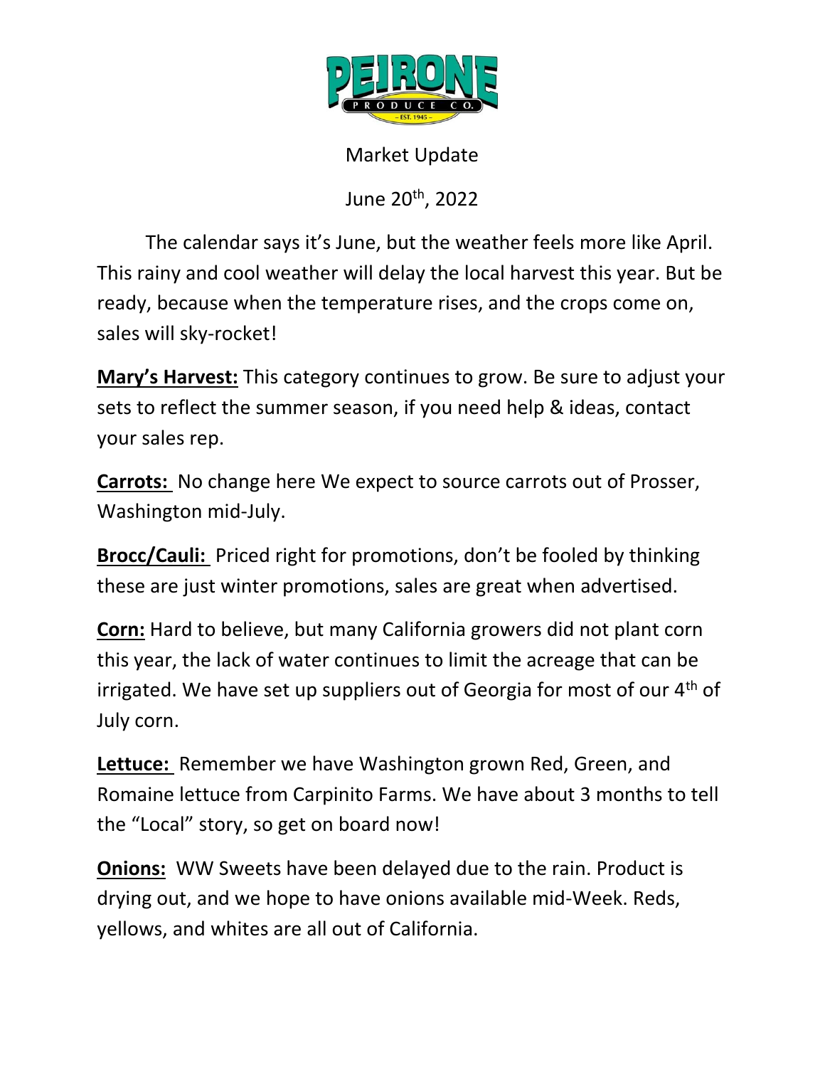Market Update

June 20th, 2022

The calendar says it's June, but the weather feels more like April. This rainy and cool weather will delay the local harvest this year. But be ready, because when the temperature rises, and the crops come on, sales will sky-rocket!

**Mary's Harvest:** This category continues to grow. Be sure to adjust your sets to reflect the summer season, if you need help & ideas, contact your sales rep.

**Carrots:** No change here We expect to source carrots out of Prosser, Washington mid-July.

**Brocc/Cauli:** Priced right for promotions, don't be fooled by thinking these are just winter promotions, sales are great when advertised.

**Corn:** Hard to believe, but many California growers did not plant corn this year, the lack of water continues to limit the acreage that can be irrigated. We have set up suppliers out of Georgia for most of our 4th of July corn.

**Lettuce:** Remember we have Washington grown Red, Green, and Romaine lettuce from Carpinito Farms. We have about 3 months to tell the "Local" story, so get on board now!

**Onions:** WW Sweets have been delayed due to the rain. Product is drying out, and we hope to have onions available mid-Week. Reds, yellows, and whites are all out of California.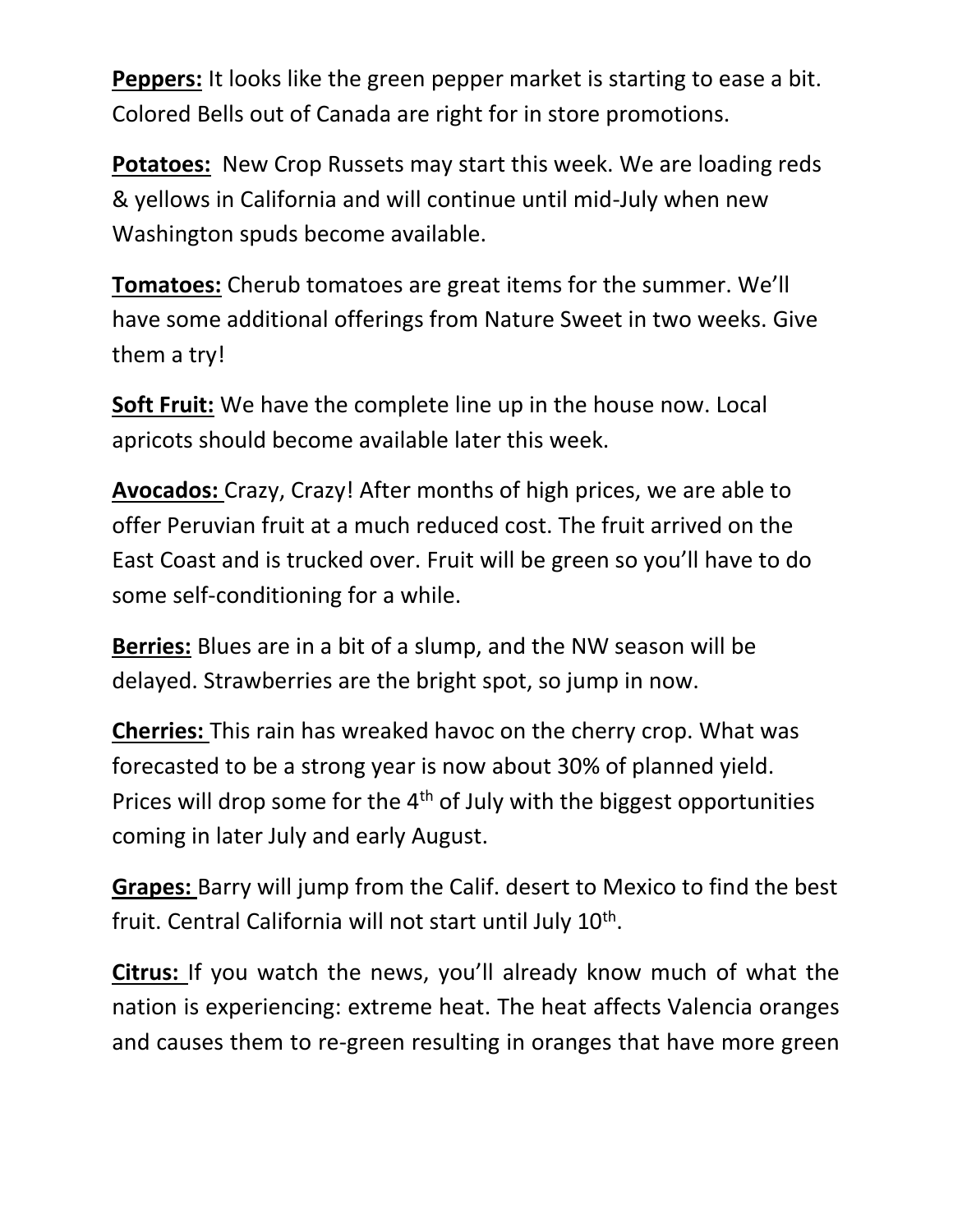**Peppers:** It looks like the green pepper market is starting to ease a bit. Colored Bells out of Canada are right for in store promotions.

**Potatoes:** New Crop Russets may start this week. We are loading reds & yellows in California and will continue until mid-July when new Washington spuds become available.

**Tomatoes:** Cherub tomatoes are great items for the summer. We'll have some additional offerings from Nature Sweet in two weeks. Give them a try!

**Soft Fruit:** We have the complete line up in the house now. Local apricots should become available later this week.

**Avocados:** Crazy, Crazy! After months of high prices, we are able to offer Peruvian fruit at a much reduced cost. The fruit arrived on the East Coast and is trucked over. Fruit will be green so you'll have to do some self-conditioning for a while.

**Berries:** Blues are in a bit of a slump, and the NW season will be delayed. Strawberries are the bright spot, so jump in now.

**Cherries:** This rain has wreaked havoc on the cherry crop. What was forecasted to be a strong year is now about 30% of planned yield. Prices will drop some for the 4th of July with the biggest opportunities coming in later July and early August.

**Grapes:** Barry will jump from the Calif. desert to Mexico to find the best fruit. Central California will not start until July 10th.

**Citrus:** If you watch the news, you'll already know much of what the nation is experiencing: extreme heat. The heat affects Valencia oranges and causes them to re-green resulting in oranges that have more green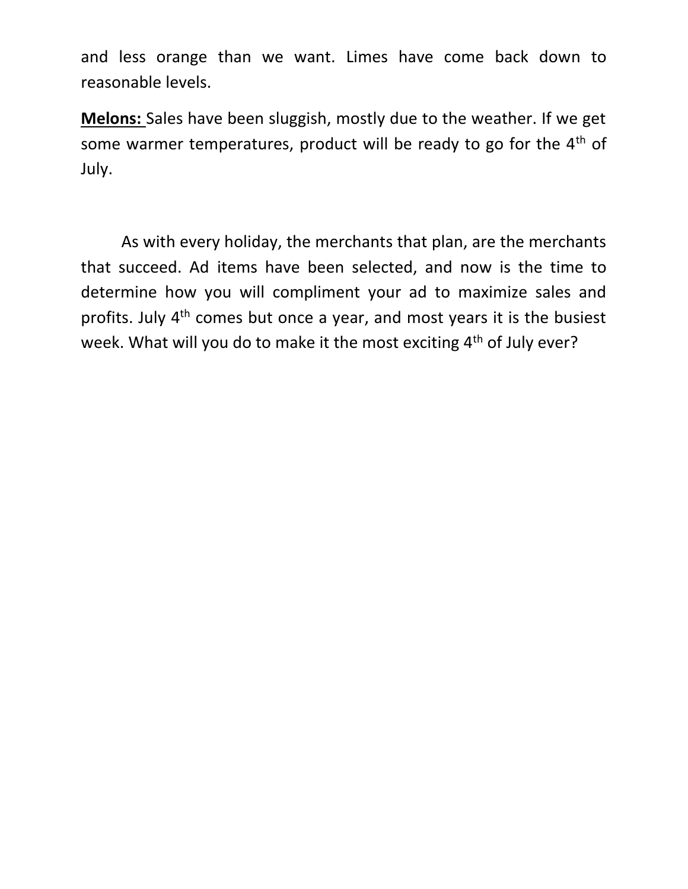and less orange than we want. Limes have come back down to reasonable levels.

**Melons:** Sales have been sluggish, mostly due to the weather. If we get some warmer temperatures, product will be ready to go for the $4^{th}$ of July.

As with every holiday, the merchants that plan, are the merchants that succeed. Ad items have been selected, and now is the time to determine how you will compliment your ad to maximize sales and profits. July $4^{th}$ comes but once a year, and most years it is the busiest week. What will you do to make it the most exciting $4^{th}$ of July ever?